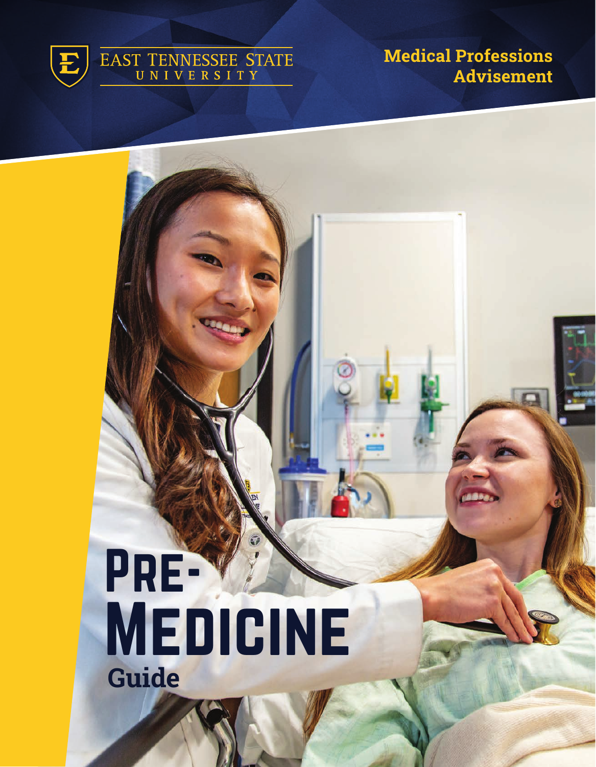EAST TENNESSEE STATE UNIVERSITY

**Medical Professions Advisement**

# Pre-Medicine

## Guide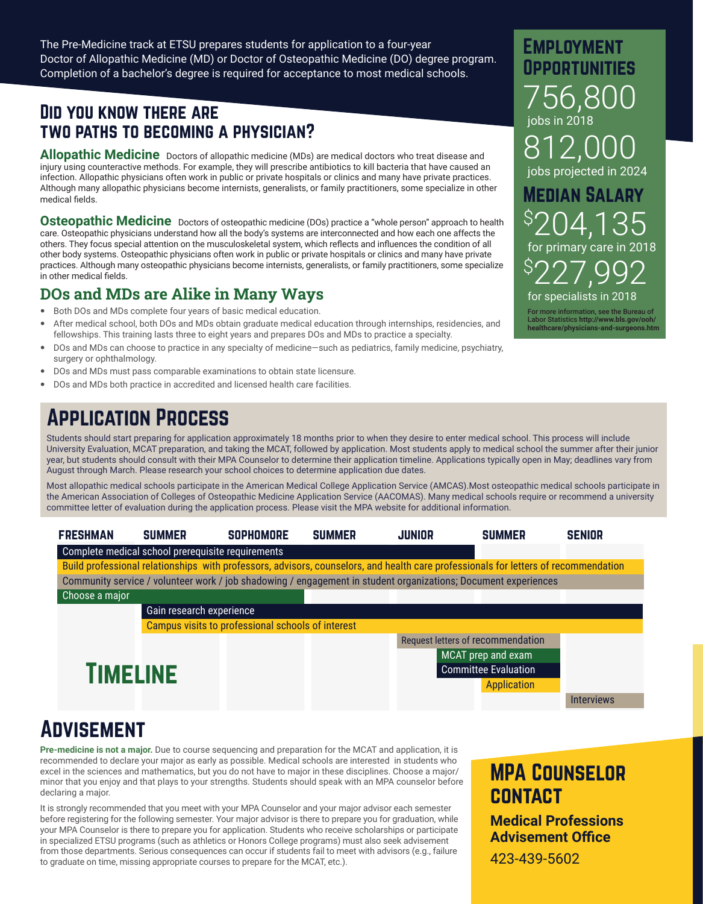The Pre-Medicine track at ETSU prepares students for application to a four-year Doctor of Allopathic Medicine (MD) or Doctor of Osteopathic Medicine (DO) degree program. Completion of a bachelor's degree is required for acceptance to most medical schools.

## Did you know there are two paths to becoming a physician?

**Allopathic Medicine** Doctors of allopathic medicine (MDs) are medical doctors who treat disease and injury using counteractive methods. For example, they will prescribe antibiotics to kill bacteria that have caused an infection. Allopathic physicians often work in public or private hospitals or clinics and many have private practices. Although many allopathic physicians become internists, generalists, or family practitioners, some specialize in other medical fields.

**Osteopathic Medicine** Doctors of osteopathic medicine (DOs) practice a "whole person" approach to health care. Osteopathic physicians understand how all the body's systems are interconnected and how each one affects the others. They focus special attention on the musculoskeletal system, which reflects and influences the condition of all other body systems. Osteopathic physicians often work in public or private hospitals or clinics and many have private practices. Although many osteopathic physicians become internists, generalists, or family practitioners, some specialize in other medical fields.

### DOs and MDs are Alike in Many Ways

- Both DOs and MDs complete four years of basic medical education.
- After medical school, both DOs and MDs obtain graduate medical education through internships, residencies, and fellowships. This training lasts three to eight years and prepares DOs and MDs to practice a specialty.
- DOs and MDs can choose to practice in any specialty of medicine—such as pediatrics, family medicine, psychiatry, surgery or ophthalmology.
- DOs and MDs must pass comparable examinations to obtain state licensure.
- DOs and MDs both practice in accredited and licensed health care facilities.

## Employment Opportunities

**756,800** jobs in 2018

**812,000** jobs projected in 2024

## Median Salary

**$204,135** for primary care in 2018

**$227,992** for specialists in 2018

For more information, see the Bureau of Labor Statistics http://www.bls.gov/ooh/healthcare/physicians-and-surgeons.htm

## Application Process

Students should start preparing for application approximately 18 months prior to when they desire to enter medical school. This process will include University Evaluation, MCAT preparation, and taking the MCAT, followed by application. Most students apply to medical school the summer after their junior year, but students should consult with their MPA Counselor to determine their application timeline. Applications typically open in May; deadlines vary from August through March. Please research your school choices to determine application due dates.

Most allopathic medical schools participate in the American Medical College Application Service (AMCAS).Most osteopathic medical schools participate in the American Association of Colleges of Osteopathic Medicine Application Service (AACOMAS). Many medical schools require or recommend a university committee letter of evaluation during the application process. Please visit the MPA website for additional information.

## Timeline

| Activity | Period |
|---|---|
| Complete medical school prerequisite requirements | Freshman – Junior |
| Build professional relationships with professors, advisors, counselors, and health care professionals for letters of recommendation | Freshman – Senior |
| Community service / volunteer work / job shadowing / engagement in student organizations; Document experiences | Freshman – Senior |
| Choose a major | Freshman – Sophomore |
| Gain research experience | Summer (after Freshman) – Senior |
| Campus visits to professional schools of interest | Summer (after Freshman) – Senior |
| Request letters of recommendation | Junior – Summer (after Junior) |
| MCAT prep and exam | Junior – Summer (after Junior) |
| Committee Evaluation | Junior – Summer (after Junior) |
| Application | Summer (after Junior) |
| Interviews | Senior |

## Advisement

**Pre-medicine is not a major.** Due to course sequencing and preparation for the MCAT and application, it is recommended to declare your major as early as possible. Medical schools are interested in students who excel in the sciences and mathematics, but you do not have to major in these disciplines. Choose a major/minor that you enjoy and that plays to your strengths. Students should speak with an MPA counselor before declaring a major.

It is strongly recommended that you meet with your MPA Counselor and your major advisor each semester before registering for the following semester. Your major advisor is there to prepare you for graduation, while your MPA Counselor is there to prepare you for application. Students who receive scholarships or participate in specialized ETSU programs (such as athletics or Honors College programs) must also seek advisement from those departments. Serious consequences can occur if students fail to meet with advisors (e.g., failure to graduate on time, missing appropriate courses to prepare for the MCAT, etc.).

## MPA Counselor Contact

**Medical Professions Advisement Office**

423-439-5602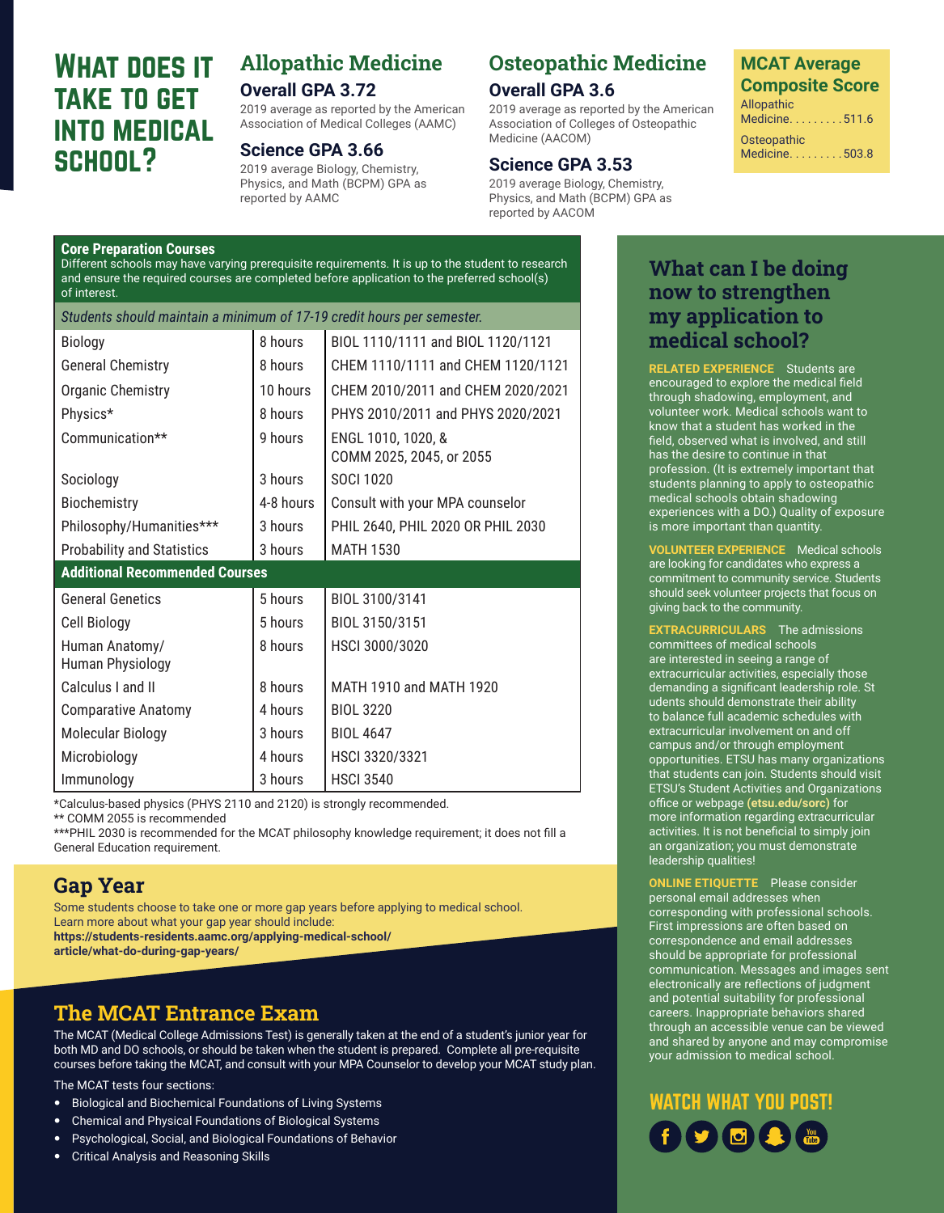# WHAT DOES IT TAKE TO GET INTO MEDICAL SCHOOL?

## Allopathic Medicine

### Overall GPA 3.72

2019 average as reported by the American Association of Medical Colleges (AAMC)

### Science GPA 3.66

2019 average Biology, Chemistry, Physics, and Math (BCPM) GPA as reported by AAMC

## Osteopathic Medicine

### Overall GPA 3.6

2019 average as reported by the American Association of Colleges of Osteopathic Medicine (AACOM)

### Science GPA 3.53

2019 average Biology, Chemistry, Physics, and Math (BCPM) GPA as reported by AACOM

## MCAT Average Composite Score

Allopathic Medicine. . . . . . . . . 511.6

Osteopathic Medicine. . . . . . . . . 503.8

**Core Preparation Courses**
Different schools may have varying prerequisite requirements. It is up to the student to research and ensure the required courses are completed before application to the preferred school(s) of interest.

*Students should maintain a minimum of 17-19 credit hours per semester.*

| Course | Hours | Course Numbers |
|---|---|---|
| Biology | 8 hours | BIOL 1110/1111 and BIOL 1120/1121 |
| General Chemistry | 8 hours | CHEM 1110/1111 and CHEM 1120/1121 |
| Organic Chemistry | 10 hours | CHEM 2010/2011 and CHEM 2020/2021 |
| Physics* | 8 hours | PHYS 2010/2011 and PHYS 2020/2021 |
| Communication** | 9 hours | ENGL 1010, 1020, & COMM 2025, 2045, or 2055 |
| Sociology | 3 hours | SOCI 1020 |
| Biochemistry | 4-8 hours | Consult with your MPA counselor |
| Philosophy/Humanities*** | 3 hours | PHIL 2640, PHIL 2020 OR PHIL 2030 |
| Probability and Statistics | 3 hours | MATH 1530 |
| **Additional Recommended Courses** | | |
| General Genetics | 5 hours | BIOL 3100/3141 |
| Cell Biology | 5 hours | BIOL 3150/3151 |
| Human Anatomy/ Human Physiology | 8 hours | HSCI 3000/3020 |
| Calculus I and II | 8 hours | MATH 1910 and MATH 1920 |
| Comparative Anatomy | 4 hours | BIOL 3220 |
| Molecular Biology | 3 hours | BIOL 4647 |
| Microbiology | 4 hours | HSCI 3320/3321 |
| Immunology | 3 hours | HSCI 3540 |

*Calculus-based physics (PHYS 2110 and 2120) is strongly recommended.
** COMM 2055 is recommended
***PHIL 2030 is recommended for the MCAT philosophy knowledge requirement; it does not fill a General Education requirement.

## Gap Year

Some students choose to take one or more gap years before applying to medical school. Learn more about what your gap year should include:
**https://students-residents.aamc.org/applying-medical-school/article/what-do-during-gap-years/**

## The MCAT Entrance Exam

The MCAT (Medical College Admissions Test) is generally taken at the end of a student's junior year for both MD and DO schools, or should be taken when the student is prepared. Complete all pre-requisite courses before taking the MCAT, and consult with your MPA Counselor to develop your MCAT study plan.

The MCAT tests four sections:

- Biological and Biochemical Foundations of Living Systems
- Chemical and Physical Foundations of Biological Systems
- Psychological, Social, and Biological Foundations of Behavior
- Critical Analysis and Reasoning Skills

## What can I be doing now to strengthen my application to medical school?

**RELATED EXPERIENCE** Students are encouraged to explore the medical field through shadowing, employment, and volunteer work. Medical schools want to know that a student has worked in the field, observed what is involved, and still has the desire to continue in that profession. (It is extremely important that students planning to apply to osteopathic medical schools obtain shadowing experiences with a DO.) Quality of exposure is more important than quantity.

**VOLUNTEER EXPERIENCE** Medical schools are looking for candidates who express a commitment to community service. Students should seek volunteer projects that focus on giving back to the community.

**EXTRACURRICULARS** The admissions committees of medical schools are interested in seeing a range of extracurricular activities, especially those demanding a significant leadership role. St udents should demonstrate their ability to balance full academic schedules with extracurricular involvement on and off campus and/or through employment opportunities. ETSU has many organizations that students can join. Students should visit ETSU's Student Activities and Organizations office or webpage **(etsu.edu/sorc)** for more information regarding extracurricular activities. It is not beneficial to simply join an organization; you must demonstrate leadership qualities!

**ONLINE ETIQUETTE** Please consider personal email addresses when corresponding with professional schools. First impressions are often based on correspondence and email addresses should be appropriate for professional communication. Messages and images sent electronically are reflections of judgment and potential suitability for professional careers. Inappropriate behaviors shared through an accessible venue can be viewed and shared by anyone and may compromise your admission to medical school.

**WATCH WHAT YOU POST!**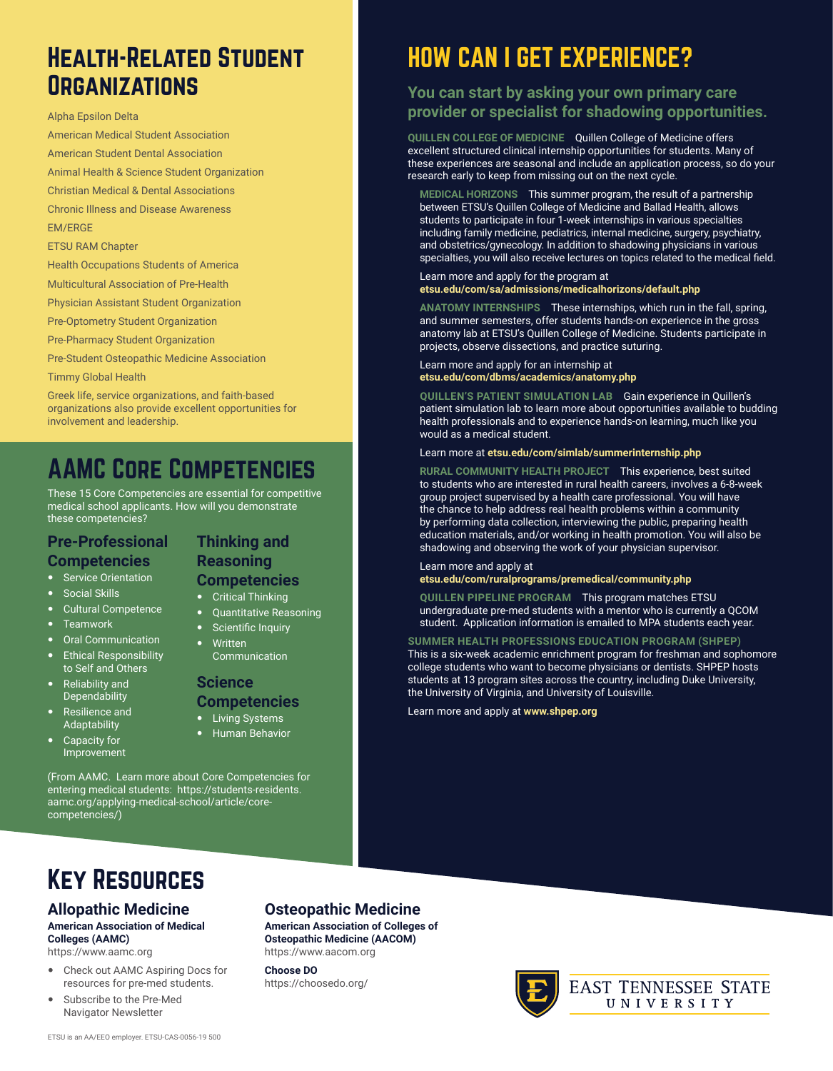## Health-Related Student Organizations

Alpha Epsilon Delta

American Medical Student Association

American Student Dental Association

Animal Health & Science Student Organization

Christian Medical & Dental Associations

Chronic Illness and Disease Awareness

EM/ERGE

ETSU RAM Chapter

Health Occupations Students of America

Multicultural Association of Pre-Health

Physician Assistant Student Organization

Pre-Optometry Student Organization

Pre-Pharmacy Student Organization

Pre-Student Osteopathic Medicine Association

Timmy Global Health

Greek life, service organizations, and faith-based organizations also provide excellent opportunities for involvement and leadership.

## AAMC Core Competencies

These 15 Core Competencies are essential for competitive medical school applicants. How will you demonstrate these competencies?

### Pre-Professional Competencies

- Service Orientation
- Social Skills
- Cultural Competence
- Teamwork
- Oral Communication
- Ethical Responsibility to Self and Others
- Reliability and Dependability
- Resilience and Adaptability
- Capacity for Improvement

### Thinking and Reasoning Competencies

- Critical Thinking
- Quantitative Reasoning
- Scientific Inquiry
- Written Communication

### Science Competencies

- Living Systems
- Human Behavior

(From AAMC. Learn more about Core Competencies for entering medical students: https://students-residents.aamc.org/applying-medical-school/article/core-competencies/)

## How Can I Get Experience?

### You can start by asking your own primary care provider or specialist for shadowing opportunities.

**QUILLEN COLLEGE OF MEDICINE** Quillen College of Medicine offers excellent structured clinical internship opportunities for students. Many of these experiences are seasonal and include an application process, so do your research early to keep from missing out on the next cycle.

**MEDICAL HORIZONS** This summer program, the result of a partnership between ETSU's Quillen College of Medicine and Ballad Health, allows students to participate in four 1-week internships in various specialties including family medicine, pediatrics, internal medicine, surgery, psychiatry, and obstetrics/gynecology. In addition to shadowing physicians in various specialties, you will also receive lectures on topics related to the medical field.

Learn more and apply for the program at **etsu.edu/com/sa/admissions/medicalhorizons/default.php**

**ANATOMY INTERNSHIPS** These internships, which run in the fall, spring, and summer semesters, offer students hands-on experience in the gross anatomy lab at ETSU's Quillen College of Medicine. Students participate in projects, observe dissections, and practice suturing.

Learn more and apply for an internship at **etsu.edu/com/dbms/academics/anatomy.php**

**QUILLEN'S PATIENT SIMULATION LAB** Gain experience in Quillen's patient simulation lab to learn more about opportunities available to budding health professionals and to experience hands-on learning, much like you would as a medical student.

Learn more at **etsu.edu/com/simlab/summerinternship.php**

**RURAL COMMUNITY HEALTH PROJECT** This experience, best suited to students who are interested in rural health careers, involves a 6-8-week group project supervised by a health care professional. You will have the chance to help address real health problems within a community by performing data collection, interviewing the public, preparing health education materials, and/or working in health promotion. You will also be shadowing and observing the work of your physician supervisor.

Learn more and apply at **etsu.edu/com/ruralprograms/premedical/community.php**

**QUILLEN PIPELINE PROGRAM** This program matches ETSU undergraduate pre-med students with a mentor who is currently a QCOM student. Application information is emailed to MPA students each year.

**SUMMER HEALTH PROFESSIONS EDUCATION PROGRAM (SHPEP)** This is a six-week academic enrichment program for freshman and sophomore college students who want to become physicians or dentists. SHPEP hosts students at 13 program sites across the country, including Duke University, the University of Virginia, and University of Louisville.

Learn more and apply at **www.shpep.org**

## Key Resources

### Allopathic Medicine

**American Association of Medical Colleges (AAMC)**
https://www.aamc.org

- Check out AAMC Aspiring Docs for resources for pre-med students.
- Subscribe to the Pre-Med Navigator Newsletter

### Osteopathic Medicine

**American Association of Colleges of Osteopathic Medicine (AACOM)**
https://www.aacom.org

**Choose DO**
https://choosedo.org/

East Tennessee State University

ETSU is an AA/EEO employer. ETSU-CAS-0056-19 500